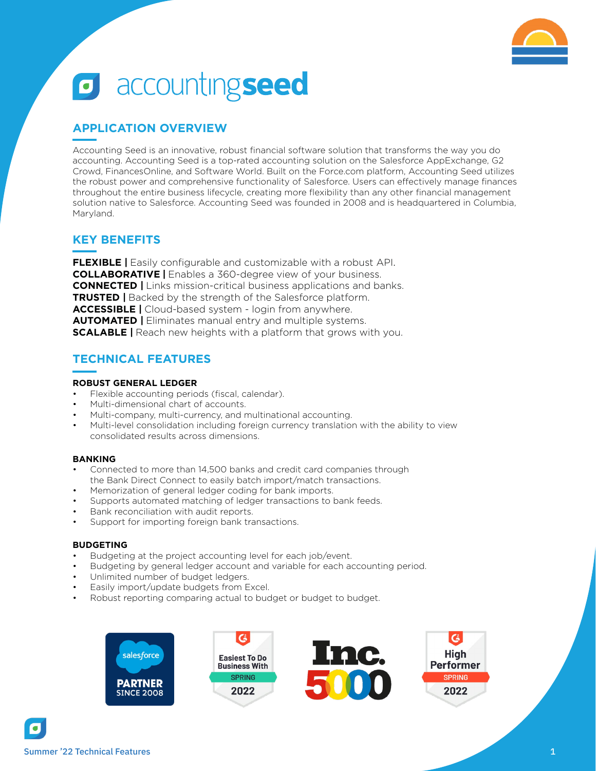# accountingseed

## APPLICATION OVERVIEW

Accounting Seed is an innovative, robust financial software solution that transforms the way you do accounting. Accounting Seed is a top-rated accounting solution on the Salesforce AppExchange, G2 Crowd, FinancesOnline, and Software World. Built on the Force.com platform, Accounting Seed utilizes the robust power and comprehensive functionality of Salesforce. Users can effectively manage finances throughout the entire business lifecycle, creating more flexibility than any other financial management solution native to Salesforce. Accounting Seed was founded in 2008 and is headquartered in Columbia, Maryland.

## KEY BENEFITS

**FLEXIBLE |** Easily configurable and customizable with a robust API.
**COLLABORATIVE |** Enables a 360-degree view of your business.
**CONNECTED |** Links mission-critical business applications and banks.
**TRUSTED |** Backed by the strength of the Salesforce platform.
**ACCESSIBLE |** Cloud-based system - login from anywhere.
**AUTOMATED |** Eliminates manual entry and multiple systems.
**SCALABLE |** Reach new heights with a platform that grows with you.

## TECHNICAL FEATURES

### ROBUST GENERAL LEDGER

- Flexible accounting periods (fiscal, calendar).
- Multi-dimensional chart of accounts.
- Multi-company, multi-currency, and multinational accounting.
- Multi-level consolidation including foreign currency translation with the ability to view consolidated results across dimensions.

### BANKING

- Connected to more than 14,500 banks and credit card companies through the Bank Direct Connect to easily batch import/match transactions.
- Memorization of general ledger coding for bank imports.
- Supports automated matching of ledger transactions to bank feeds.
- Bank reconciliation with audit reports.
- Support for importing foreign bank transactions.

### BUDGETING

- Budgeting at the project accounting level for each job/event.
- Budgeting by general ledger account and variable for each accounting period.
- Unlimited number of budget ledgers.
- Easily import/update budgets from Excel.
- Robust reporting comparing actual to budget or budget to budget.

salesforce PARTNER SINCE 2008

Easiest To Do Business With SPRING 2022

Inc. 5000

High Performer SPRING 2022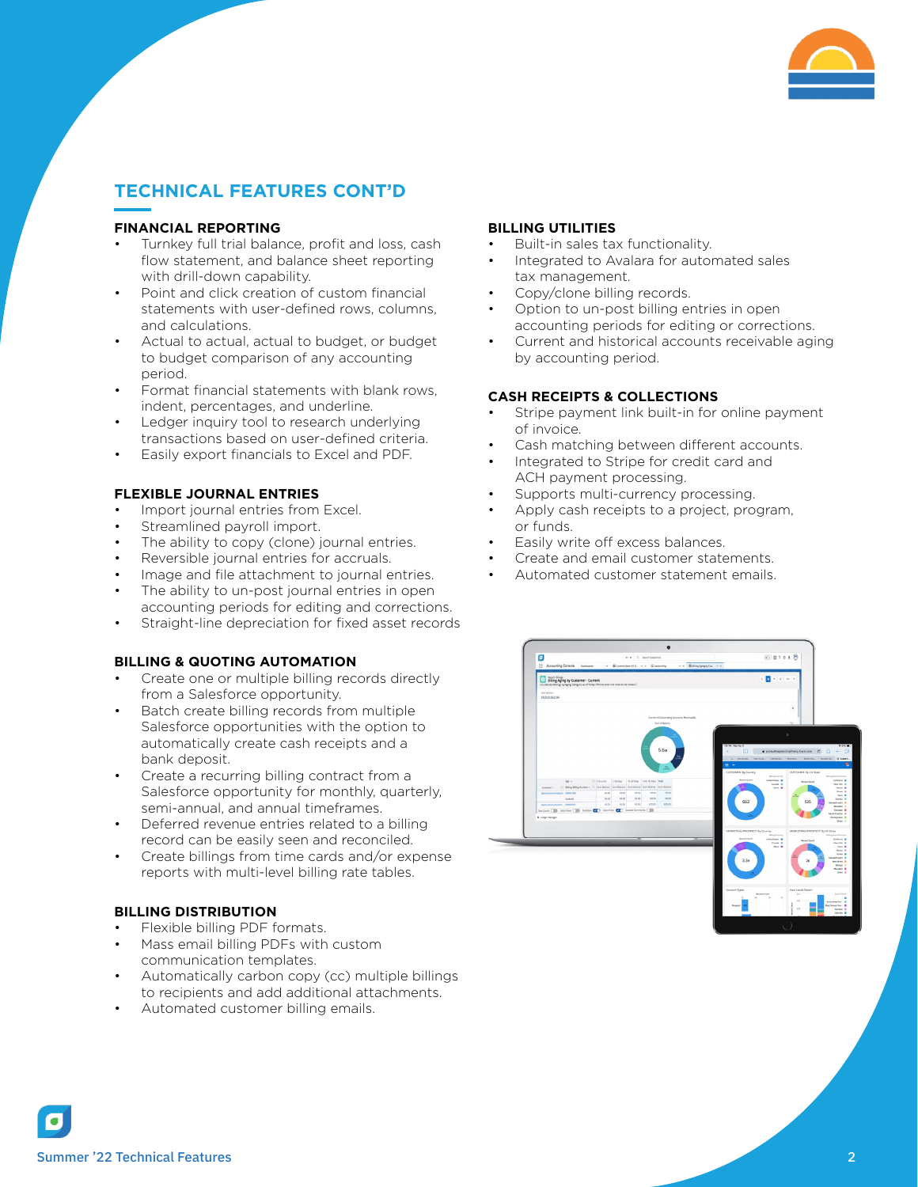## TECHNICAL FEATURES CONT'D

### FINANCIAL REPORTING

- Turnkey full trial balance, profit and loss, cash flow statement, and balance sheet reporting with drill-down capability.
- Point and click creation of custom financial statements with user-defined rows, columns, and calculations.
- Actual to actual, actual to budget, or budget to budget comparison of any accounting period.
- Format financial statements with blank rows, indent, percentages, and underline.
- Ledger inquiry tool to research underlying transactions based on user-defined criteria.
- Easily export financials to Excel and PDF.

### FLEXIBLE JOURNAL ENTRIES

- Import journal entries from Excel.
- Streamlined payroll import.
- The ability to copy (clone) journal entries.
- Reversible journal entries for accruals.
- Image and file attachment to journal entries.
- The ability to un-post journal entries in open accounting periods for editing and corrections.
- Straight-line depreciation for fixed asset records

### BILLING & QUOTING AUTOMATION

- Create one or multiple billing records directly from a Salesforce opportunity.
- Batch create billing records from multiple Salesforce opportunities with the option to automatically create cash receipts and a bank deposit.
- Create a recurring billing contract from a Salesforce opportunity for monthly, quarterly, semi-annual, and annual timeframes.
- Deferred revenue entries related to a billing record can be easily seen and reconciled.
- Create billings from time cards and/or expense reports with multi-level billing rate tables.

### BILLING DISTRIBUTION

- Flexible billing PDF formats.
- Mass email billing PDFs with custom communication templates.
- Automatically carbon copy (cc) multiple billings to recipients and add additional attachments.
- Automated customer billing emails.

### BILLING UTILITIES

- Built-in sales tax functionality.
- Integrated to Avalara for automated sales tax management.
- Copy/clone billing records.
- Option to un-post billing entries in open accounting periods for editing or corrections.
- Current and historical accounts receivable aging by accounting period.

### CASH RECEIPTS & COLLECTIONS

- Stripe payment link built-in for online payment of invoice.
- Cash matching between different accounts.
- Integrated to Stripe for credit card and ACH payment processing.
- Supports multi-currency processing.
- Apply cash receipts to a project, program, or funds.
- Easily write off excess balances.
- Create and email customer statements.
- Automated customer statement emails.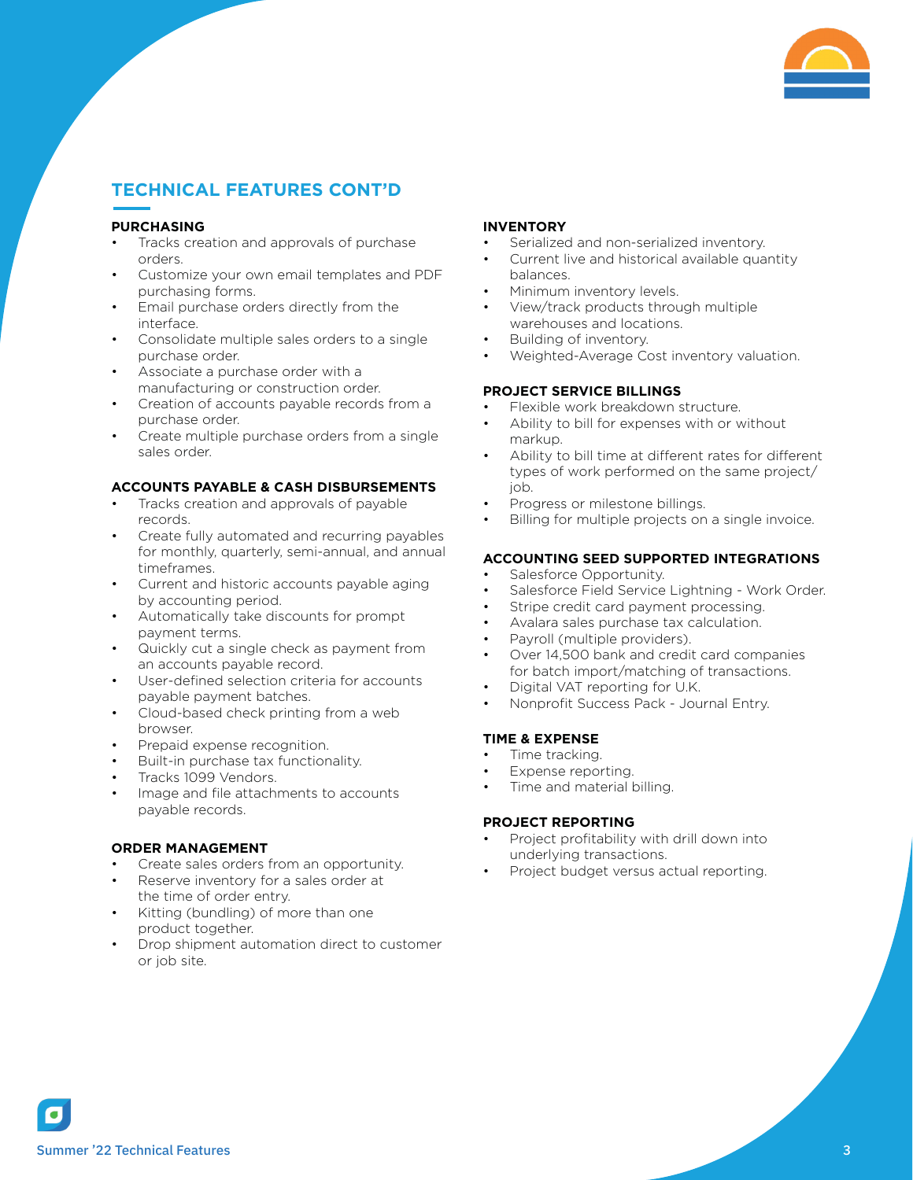## TECHNICAL FEATURES CONT'D

### PURCHASING

- Tracks creation and approvals of purchase orders.
- Customize your own email templates and PDF purchasing forms.
- Email purchase orders directly from the interface.
- Consolidate multiple sales orders to a single purchase order.
- Associate a purchase order with a manufacturing or construction order.
- Creation of accounts payable records from a purchase order.
- Create multiple purchase orders from a single sales order.

### ACCOUNTS PAYABLE & CASH DISBURSEMENTS

- Tracks creation and approvals of payable records.
- Create fully automated and recurring payables for monthly, quarterly, semi-annual, and annual timeframes.
- Current and historic accounts payable aging by accounting period.
- Automatically take discounts for prompt payment terms.
- Quickly cut a single check as payment from an accounts payable record.
- User-defined selection criteria for accounts payable payment batches.
- Cloud-based check printing from a web browser.
- Prepaid expense recognition.
- Built-in purchase tax functionality.
- Tracks 1099 Vendors.
- Image and file attachments to accounts payable records.

### ORDER MANAGEMENT

- Create sales orders from an opportunity.
- Reserve inventory for a sales order at the time of order entry.
- Kitting (bundling) of more than one product together.
- Drop shipment automation direct to customer or job site.

### INVENTORY

- Serialized and non-serialized inventory.
- Current live and historical available quantity balances.
- Minimum inventory levels.
- View/track products through multiple warehouses and locations.
- Building of inventory.
- Weighted-Average Cost inventory valuation.

### PROJECT SERVICE BILLINGS

- Flexible work breakdown structure.
- Ability to bill for expenses with or without markup.
- Ability to bill time at different rates for different types of work performed on the same project/job.
- Progress or milestone billings.
- Billing for multiple projects on a single invoice.

### ACCOUNTING SEED SUPPORTED INTEGRATIONS

- Salesforce Opportunity.
- Salesforce Field Service Lightning - Work Order.
- Stripe credit card payment processing.
- Avalara sales purchase tax calculation.
- Payroll (multiple providers).
- Over 14,500 bank and credit card companies for batch import/matching of transactions.
- Digital VAT reporting for U.K.
- Nonprofit Success Pack - Journal Entry.

### TIME & EXPENSE

- Time tracking.
- Expense reporting.
- Time and material billing.

### PROJECT REPORTING

- Project profitability with drill down into underlying transactions.
- Project budget versus actual reporting.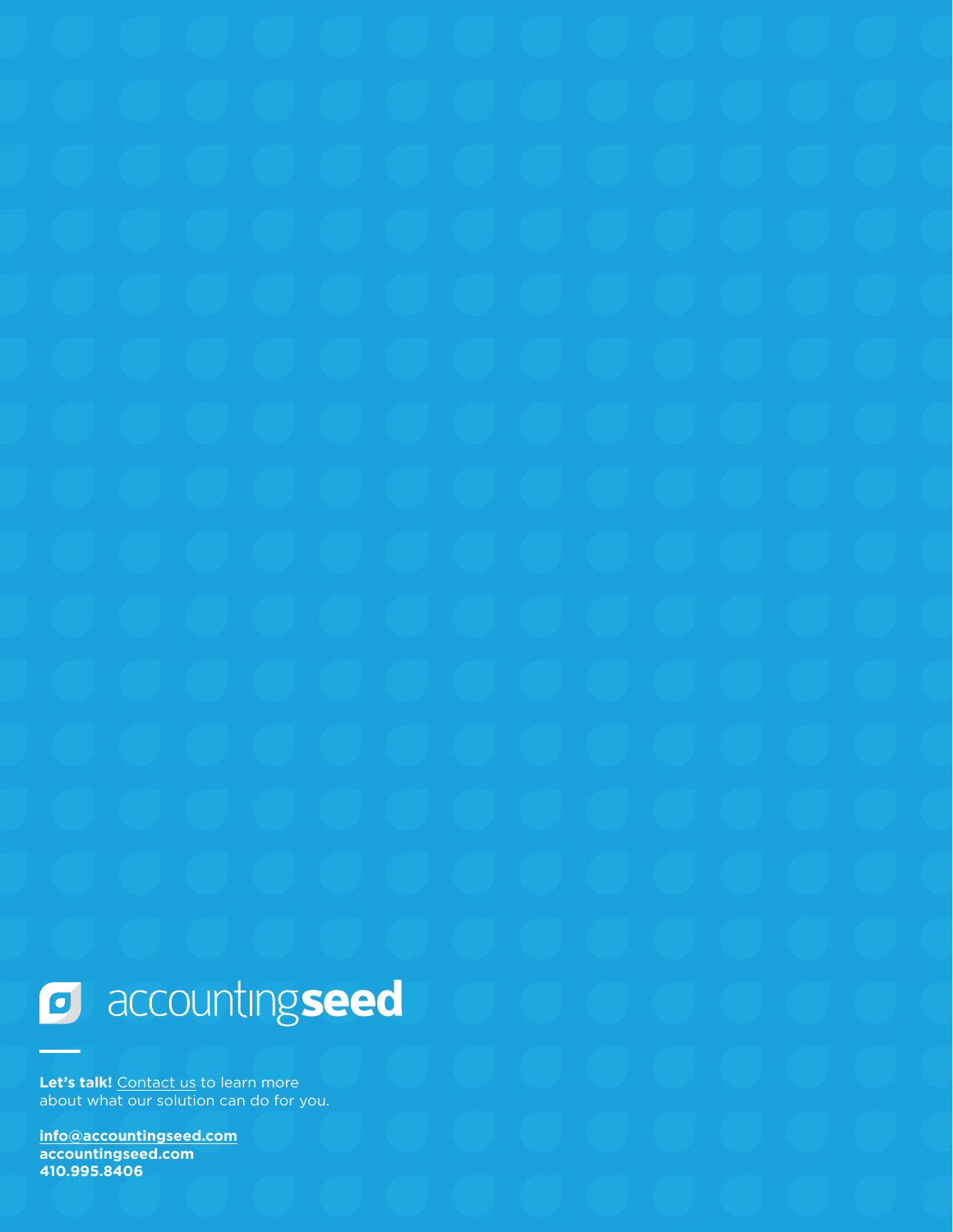accountingseed

**Let's talk!** Contact us to learn more about what our solution can do for you.

**info@accountingseed.com**
**accountingseed.com**
**410.995.8406**